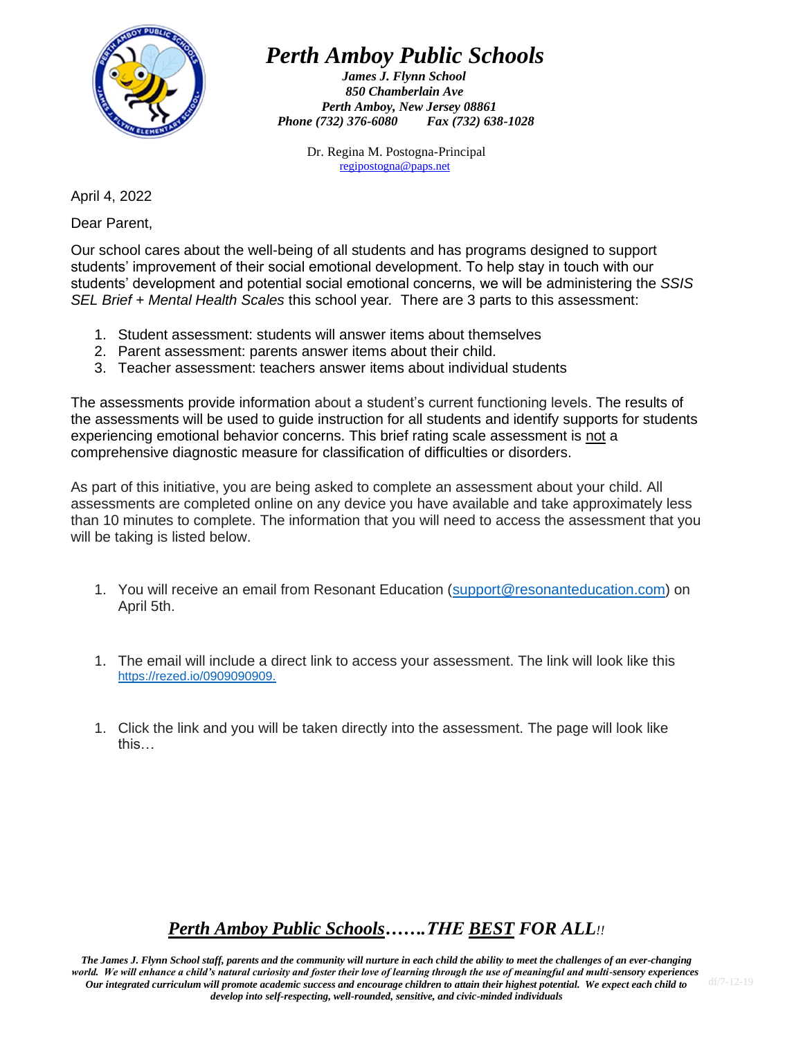# *Perth Amboy Public Schools*

***James J. Flynn School***
***850 Chamberlain Ave***
***Perth Amboy, New Jersey 08861***
***Phone (732) 376-6080     Fax (732) 638-1028***

Dr. Regina M. Postogna-Principal
regipostogna@paps.net

April 4, 2022

Dear Parent,

Our school cares about the well-being of all students and has programs designed to support students' improvement of their social emotional development. To help stay in touch with our students' development and potential social emotional concerns, we will be administering the *SSIS SEL Brief + Mental Health Scales* this school year. There are 3 parts to this assessment:

1. Student assessment: students will answer items about themselves
2. Parent assessment: parents answer items about their child.
3. Teacher assessment: teachers answer items about individual students

The assessments provide information about a student's current functioning levels. The results of the assessments will be used to guide instruction for all students and identify supports for students experiencing emotional behavior concerns. This brief rating scale assessment is <u>not</u> a comprehensive diagnostic measure for classification of difficulties or disorders.

As part of this initiative, you are being asked to complete an assessment about your child. All assessments are completed online on any device you have available and take approximately less than 10 minutes to complete. The information that you will need to access the assessment that you will be taking is listed below.

1. You will receive an email from Resonant Education (support@resonanteducation.com) on April 5th.

1. The email will include a direct link to access your assessment. The link will look like this https://rezed.io/0909090909.

1. Click the link and you will be taken directly into the assessment. The page will look like this…

***<u>Perth Amboy Public Schools</u>……. THE <u>BEST</u> FOR ALL!!***

***The James J. Flynn School staff, parents and the community will nurture in each child the ability to meet the challenges of an ever-changing world. We will enhance a child's natural curiosity and foster their love of learning through the use of meaningful and multi-sensory experiences Our integrated curriculum will promote academic success and encourage children to attain their highest potential. We expect each child to develop into self-respecting, well-rounded, sensitive, and civic-minded individuals***

df/7-12-19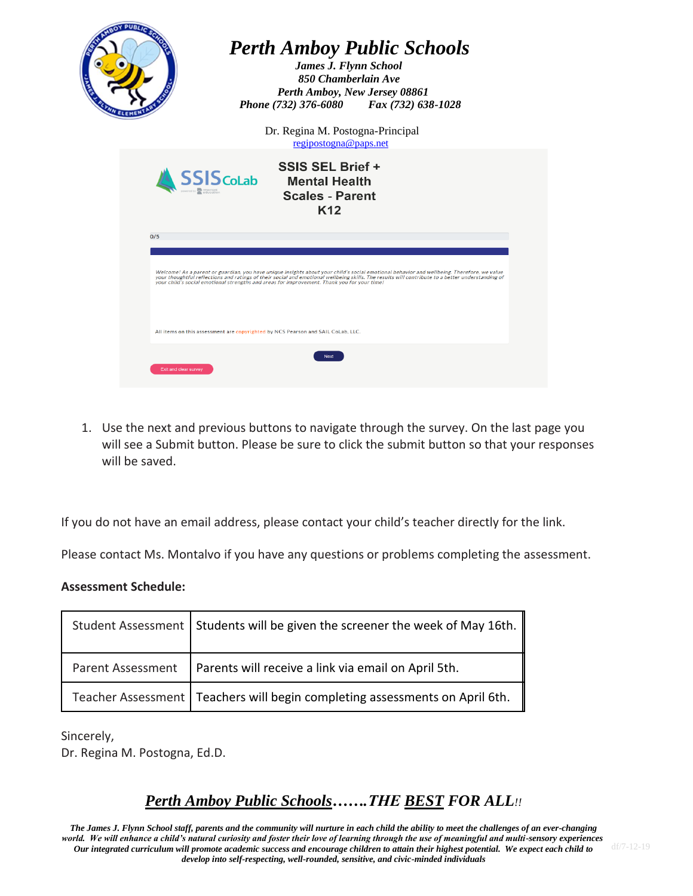# *Perth Amboy Public Schools*

***James J. Flynn School***
***850 Chamberlain Ave***
***Perth Amboy, New Jersey 08861***
***Phone (732) 376-6080 Fax (732) 638-1028***

Dr. Regina M. Postogna-Principal
regipostogna@paps.net

SSIS CoLab

**SSIS SEL Brief + Mental Health Scales - Parent K12**

0/5

*Welcome! As a parent or guardian, you have unique insights about your child's social emotional behavior and wellbeing. Therefore, we value your thoughtful reflections and ratings of their social and emotional wellbeing skills. The results will contribute to a better understanding of your child's social emotional strengths and areas for improvement. Thank you for your time!*

All items on this assessment are copyrighted by NCS Pearson and SAIL CoLab, LLC.

Next

Exit and clear survey

1. Use the next and previous buttons to navigate through the survey. On the last page you will see a Submit button. Please be sure to click the submit button so that your responses will be saved.

If you do not have an email address, please contact your child's teacher directly for the link.

Please contact Ms. Montalvo if you have any questions or problems completing the assessment.

**Assessment Schedule:**

| | |
|---|---|
| Student Assessment | Students will be given the screener the week of May 16th. |
| Parent Assessment | Parents will receive a link via email on April 5th. |
| Teacher Assessment | Teachers will begin completing assessments on April 6th. |

Sincerely,
Dr. Regina M. Postogna, Ed.D.

***Perth Amboy Public Schools*…….THE *BEST* FOR ALL!!**

***The James J. Flynn School staff, parents and the community will nurture in each child the ability to meet the challenges of an ever-changing world. We will enhance a child's natural curiosity and foster their love of learning through the use of meaningful and multi-sensory experiences Our integrated curriculum will promote academic success and encourage children to attain their highest potential. We expect each child to develop into self-respecting, well-rounded, sensitive, and civic-minded individuals***

df/7-12-19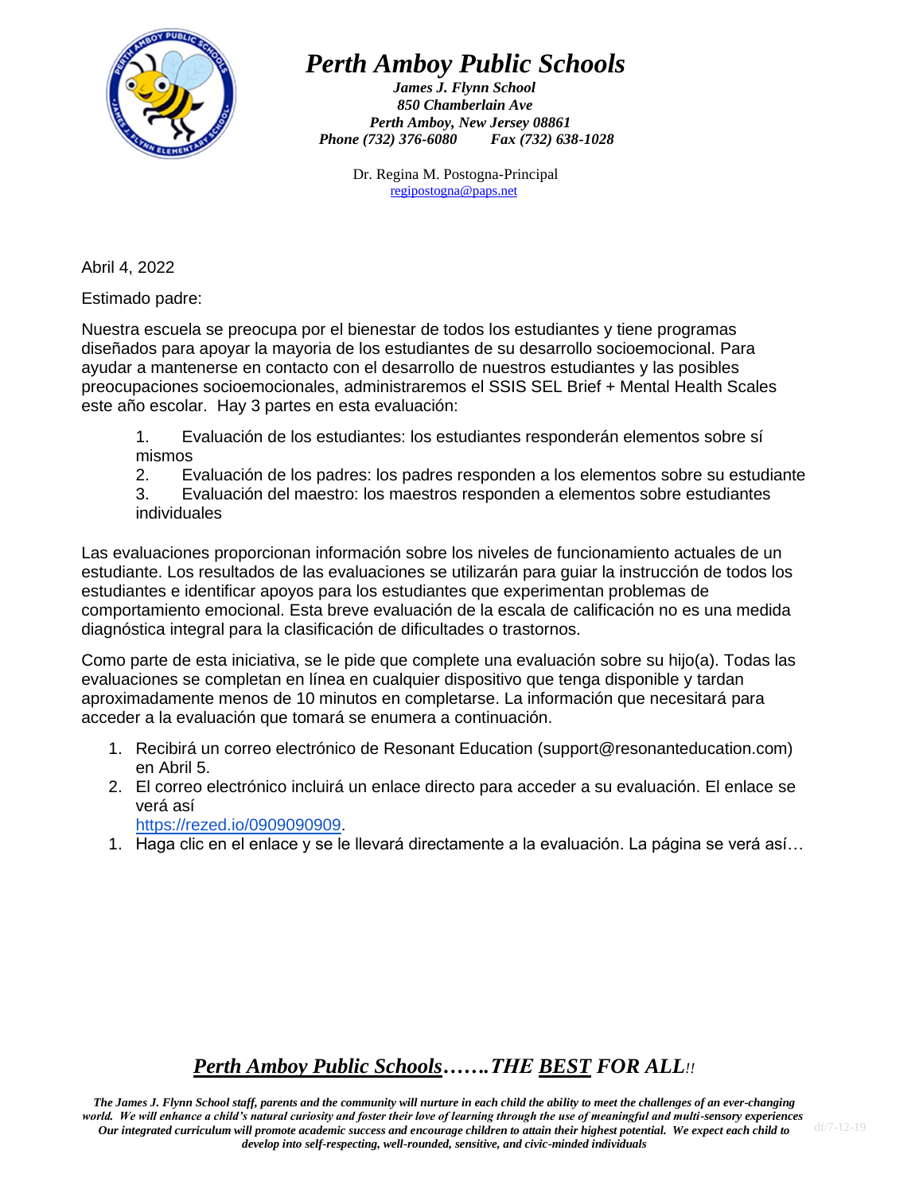# Perth Amboy Public Schools

***James J. Flynn School***
***850 Chamberlain Ave***
***Perth Amboy, New Jersey 08861***
***Phone (732) 376-6080 Fax (732) 638-1028***

Dr. Regina M. Postogna-Principal
regipostogna@paps.net

Abril 4, 2022

Estimado padre:

Nuestra escuela se preocupa por el bienestar de todos los estudiantes y tiene programas diseñados para apoyar la mayoria de los estudiantes de su desarrollo socioemocional. Para ayudar a mantenerse en contacto con el desarrollo de nuestros estudiantes y las posibles preocupaciones socioemocionales, administraremos el SSIS SEL Brief + Mental Health Scales este año escolar. Hay 3 partes en esta evaluación:

1. Evaluación de los estudiantes: los estudiantes responderán elementos sobre sí mismos
2. Evaluación de los padres: los padres responden a los elementos sobre su estudiante
3. Evaluación del maestro: los maestros responden a elementos sobre estudiantes individuales

Las evaluaciones proporcionan información sobre los niveles de funcionamiento actuales de un estudiante. Los resultados de las evaluaciones se utilizarán para guiar la instrucción de todos los estudiantes e identificar apoyos para los estudiantes que experimentan problemas de comportamiento emocional. Esta breve evaluación de la escala de calificación no es una medida diagnóstica integral para la clasificación de dificultades o trastornos.

Como parte de esta iniciativa, se le pide que complete una evaluación sobre su hijo(a). Todas las evaluaciones se completan en línea en cualquier dispositivo que tenga disponible y tardan aproximadamente menos de 10 minutos en completarse. La información que necesitará para acceder a la evaluación que tomará se enumera a continuación.

1. Recibirá un correo electrónico de Resonant Education (support@resonanteducation.com) en Abril 5.
2. El correo electrónico incluirá un enlace directo para acceder a su evaluación. El enlace se verá así
   https://rezed.io/0909090909.
1. Haga clic en el enlace y se le llevará directamente a la evaluación. La página se verá así…

***Perth Amboy Public Schools*……. THE BEST FOR ALL!!**

***The James J. Flynn School staff, parents and the community will nurture in each child the ability to meet the challenges of an ever-changing world. We will enhance a child's natural curiosity and foster their love of learning through the use of meaningful and multi-sensory experiences Our integrated curriculum will promote academic success and encourage children to attain their highest potential. We expect each child to develop into self-respecting, well-rounded, sensitive, and civic-minded individuals***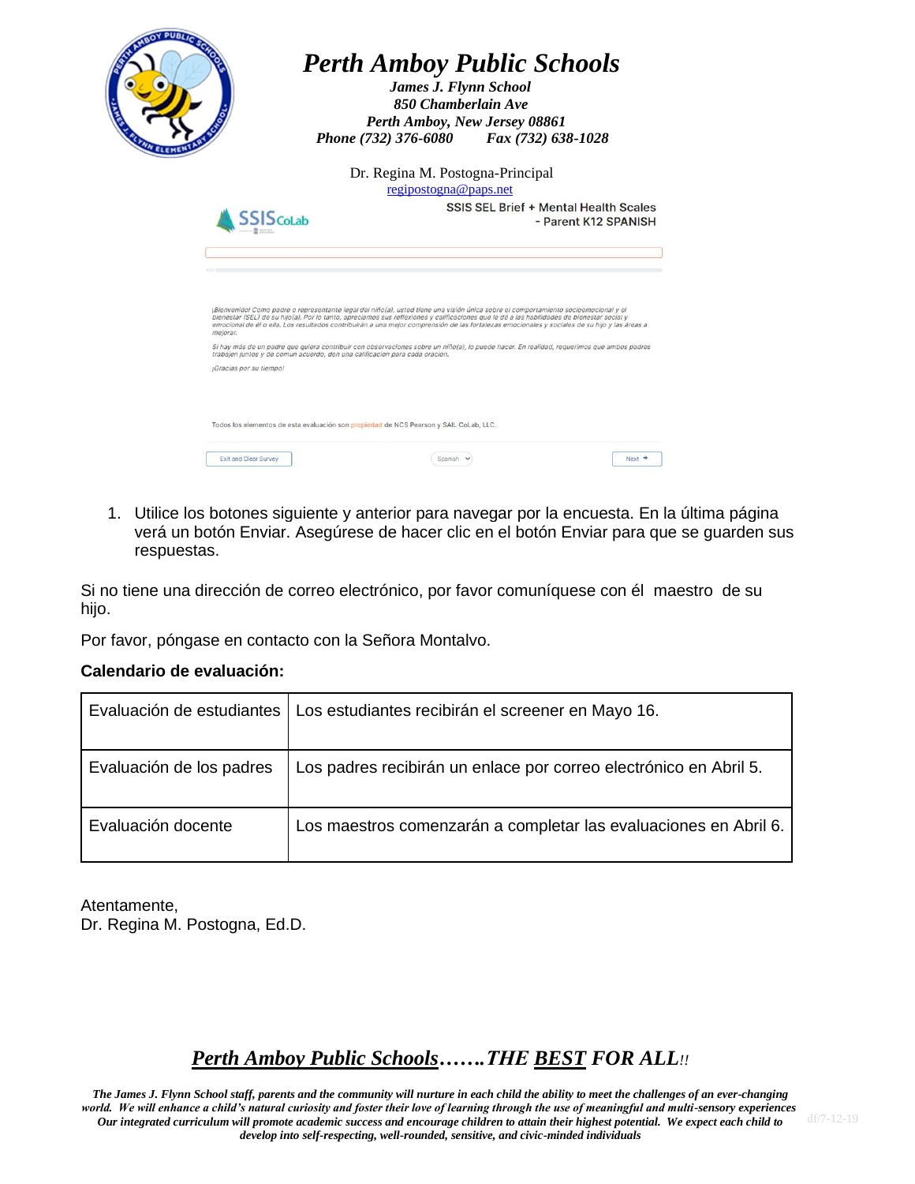# Perth Amboy Public Schools

***James J. Flynn School***
***850 Chamberlain Ave***
***Perth Amboy, New Jersey 08861***
***Phone (732) 376-6080 Fax (732) 638-1028***

Dr. Regina M. Postogna-Principal
regipostogna@paps.net

SSIS CoLab

SSIS SEL Brief + Mental Health Scales - Parent K12 SPANISH

*¡Bienvenido! Como padre o representante legal del niño(a), usted tiene una visión única sobre el comportamiento socioemocional y el bienestar (SEL) de su hijo(a). Por lo tanto, apreciamos sus reflexiones y calificaciones que le dé a las habilidades de bienestar social y emocional de él o ella. Los resultados contribuirán a una mejor comprensión de las fortalezas emocionales y sociales de su hijo y las áreas a mejorar.*

*Si hay más de un padre que quiera contribuir con observaciones sobre un niño(a), lo puede hacer. En realidad, requerimos que ambos padres trabajen juntos y de común acuerdo, den una calificación para cada oración.*

*¡Gracias por su tiempo!*

Todos los elementos de esta evaluación son propiedad de NCS Pearson y SAIL CoLab, LLC.

Exit and Clear Survey | Spanish | Next

1. Utilice los botones siguiente y anterior para navegar por la encuesta. En la última página verá un botón Enviar. Asegúrese de hacer clic en el botón Enviar para que se guarden sus respuestas.

Si no tiene una dirección de correo electrónico, por favor comuníquese con él maestro de su hijo.

Por favor, póngase en contacto con la Señora Montalvo.

**Calendario de evaluación:**

| | |
|---|---|
| Evaluación de estudiantes | Los estudiantes recibirán el screener en Mayo 16. |
| Evaluación de los padres | Los padres recibirán un enlace por correo electrónico en Abril 5. |
| Evaluación docente | Los maestros comenzarán a completar las evaluaciones en Abril 6. |

Atentamente,
Dr. Regina M. Postogna, Ed.D.

***Perth Amboy Public Schools…….THE BEST FOR ALL!!***

***The James J. Flynn School staff, parents and the community will nurture in each child the ability to meet the challenges of an ever-changing world. We will enhance a child's natural curiosity and foster their love of learning through the use of meaningful and multi-sensory experiences Our integrated curriculum will promote academic success and encourage children to attain their highest potential. We expect each child to develop into self-respecting, well-rounded, sensitive, and civic-minded individuals***

df/7-12-19